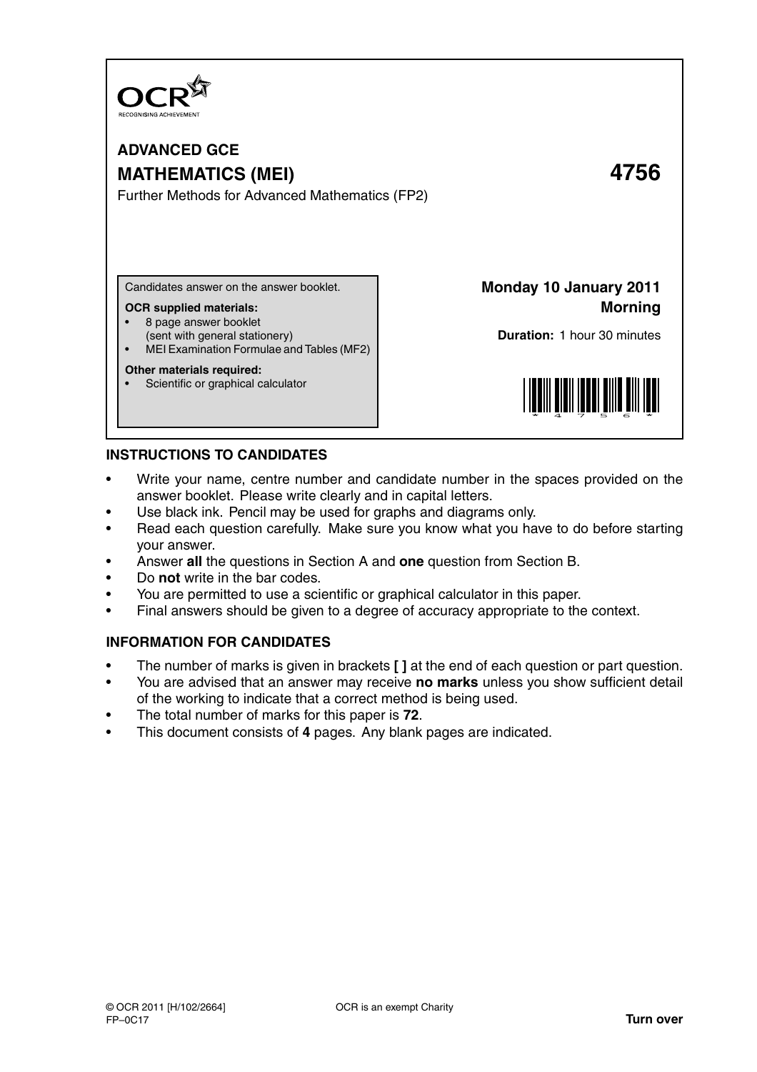OCR
RECOGNISING ACHIEVEMENT

# ADVANCED GCE

# MATHEMATICS (MEI) 4756

Further Methods for Advanced Mathematics (FP2)

Candidates answer on the answer booklet.

**OCR supplied materials:**
- 8 page answer booklet (sent with general stationery)
- MEI Examination Formulae and Tables (MF2)

**Other materials required:**
- Scientific or graphical calculator

**Monday 10 January 2011**
**Morning**

**Duration:** 1 hour 30 minutes

## INSTRUCTIONS TO CANDIDATES

- Write your name, centre number and candidate number in the spaces provided on the answer booklet. Please write clearly and in capital letters.
- Use black ink. Pencil may be used for graphs and diagrams only.
- Read each question carefully. Make sure you know what you have to do before starting your answer.
- Answer **all** the questions in Section A and **one** question from Section B.
- Do **not** write in the bar codes.
- You are permitted to use a scientific or graphical calculator in this paper.
- Final answers should be given to a degree of accuracy appropriate to the context.

## INFORMATION FOR CANDIDATES

- The number of marks is given in brackets **[ ]** at the end of each question or part question.
- You are advised that an answer may receive **no marks** unless you show sufficient detail of the working to indicate that a correct method is being used.
- The total number of marks for this paper is **72**.
- This document consists of **4** pages. Any blank pages are indicated.

© OCR 2011 [H/102/2664] OCR is an exempt Charity
FP–0C17 **Turn over**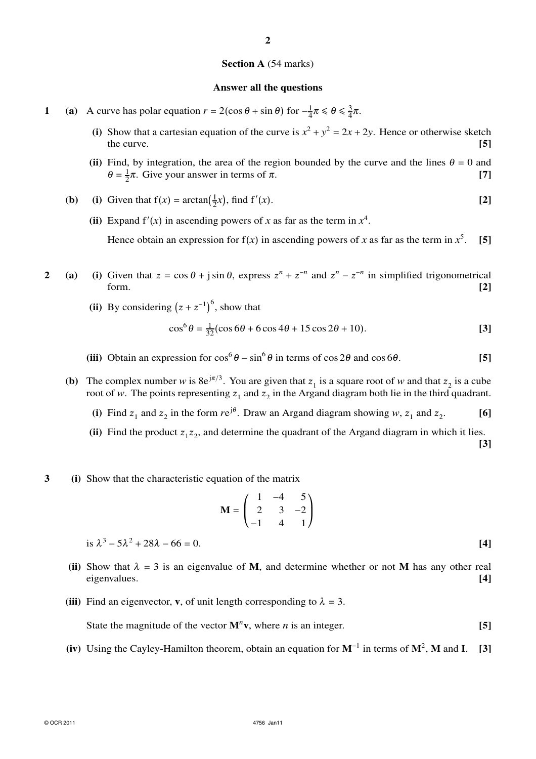## Section A (54 marks)

**Answer all the questions**

**1** **(a)** A curve has polar equation $r = 2(\cos\theta + \sin\theta)$ for $-\frac{1}{4}\pi \leqslant \theta \leqslant \frac{3}{4}\pi$.

**(i)** Show that a cartesian equation of the curve is $x^2 + y^2 = 2x + 2y$. Hence or otherwise sketch the curve. **[5]**

**(ii)** Find, by integration, the area of the region bounded by the curve and the lines $\theta = 0$ and $\theta = \frac{1}{2}\pi$. Give your answer in terms of $\pi$. **[7]**

**(b)** **(i)** Given that $\mathrm{f}(x) = \arctan\left(\frac{1}{2}x\right)$, find $\mathrm{f}'(x)$. **[2]**

**(ii)** Expand $\mathrm{f}'(x)$ in ascending powers of $x$ as far as the term in $x^4$.

Hence obtain an expression for $\mathrm{f}(x)$ in ascending powers of $x$ as far as the term in $x^5$. **[5]**

**2** **(a)** **(i)** Given that $z = \cos\theta + \mathrm{j}\sin\theta$, express $z^n + z^{-n}$ and $z^n - z^{-n}$ in simplified trigonometrical form. **[2]**

**(ii)** By considering $\left(z + z^{-1}\right)^6$, show that

$$\cos^6\theta = \frac{1}{32}(\cos 6\theta + 6\cos 4\theta + 15\cos 2\theta + 10).$$ **[3]**

**(iii)** Obtain an expression for $\cos^6\theta - \sin^6\theta$ in terms of $\cos 2\theta$ and $\cos 6\theta$. **[5]**

**(b)** The complex number $w$ is $8\mathrm{e}^{\mathrm{j}\pi/3}$. You are given that $z_1$ is a square root of $w$ and that $z_2$ is a cube root of $w$. The points representing $z_1$ and $z_2$ in the Argand diagram both lie in the third quadrant.

**(i)** Find $z_1$ and $z_2$ in the form $r\mathrm{e}^{\mathrm{j}\theta}$. Draw an Argand diagram showing $w$, $z_1$ and $z_2$. **[6]**

**(ii)** Find the product $z_1 z_2$, and determine the quadrant of the Argand diagram in which it lies. **[3]**

**3** **(i)** Show that the characteristic equation of the matrix

$$\mathbf{M} = \begin{pmatrix} 1 & -4 & 5 \\ 2 & 3 & -2 \\ -1 & 4 & 1 \end{pmatrix}$$

is $\lambda^3 - 5\lambda^2 + 28\lambda - 66 = 0$. **[4]**

**(ii)** Show that $\lambda = 3$ is an eigenvalue of $\mathbf{M}$, and determine whether or not $\mathbf{M}$ has any other real eigenvalues. **[4]**

**(iii)** Find an eigenvector, $\mathbf{v}$, of unit length corresponding to $\lambda = 3$.

State the magnitude of the vector $\mathbf{M}^n\mathbf{v}$, where $n$ is an integer. **[5]**

**(iv)** Using the Cayley-Hamilton theorem, obtain an equation for $\mathbf{M}^{-1}$ in terms of $\mathbf{M}^2$, $\mathbf{M}$ and $\mathbf{I}$. **[3]**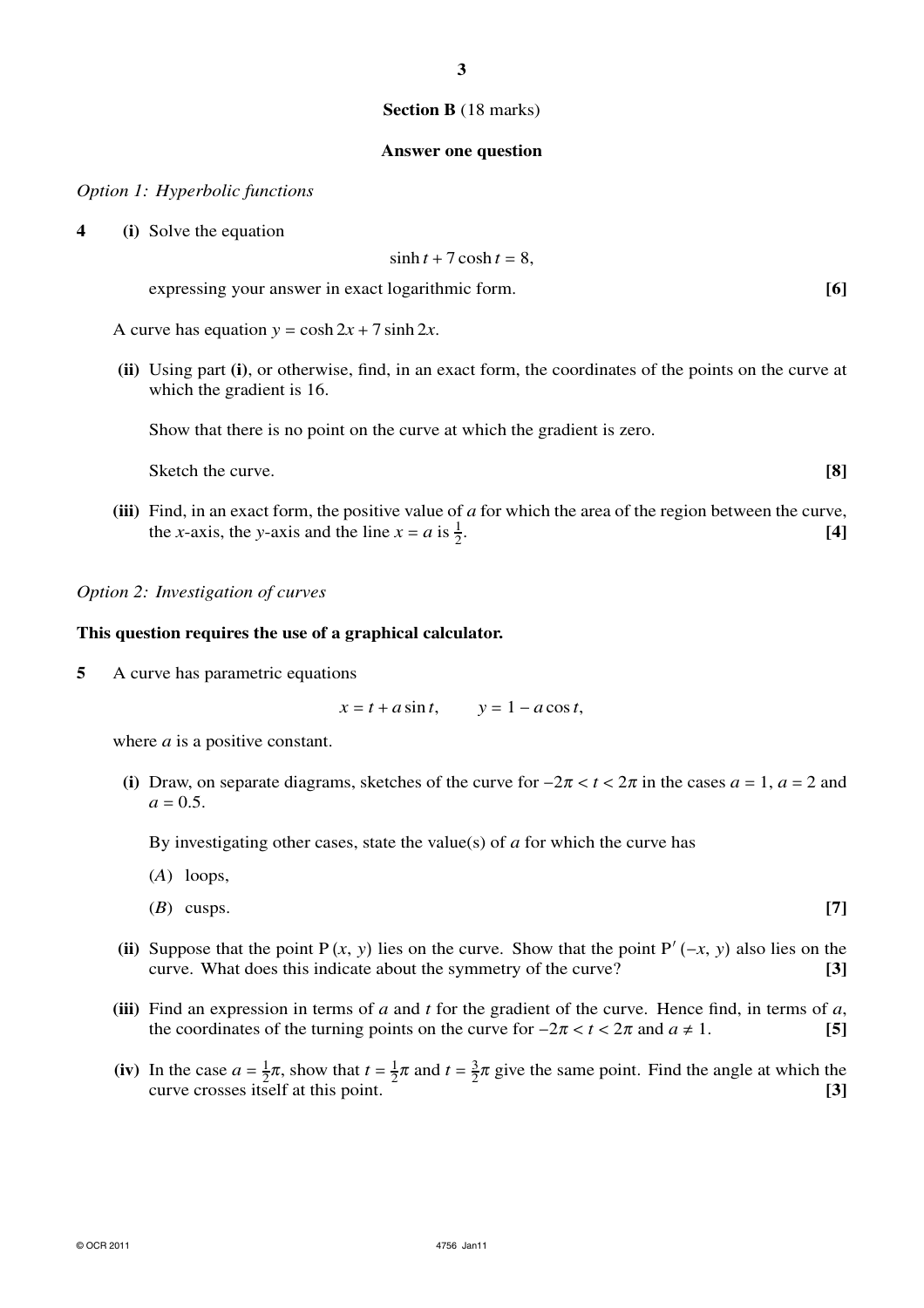**Section B** (18 marks)

**Answer one question**

*Option 1: Hyperbolic functions*

**4** **(i)** Solve the equation

$$\sinh t + 7\cosh t = 8,$$

expressing your answer in exact logarithmic form. **[6]**

A curve has equation $y = \cosh 2x + 7\sinh 2x$.

**(ii)** Using part **(i)**, or otherwise, find, in an exact form, the coordinates of the points on the curve at which the gradient is 16.

Show that there is no point on the curve at which the gradient is zero.

Sketch the curve. **[8]**

**(iii)** Find, in an exact form, the positive value of $a$ for which the area of the region between the curve, the $x$-axis, the $y$-axis and the line $x = a$ is $\frac{1}{2}$. **[4]**

*Option 2: Investigation of curves*

**This question requires the use of a graphical calculator.**

**5** A curve has parametric equations

$$x = t + a\sin t, \qquad y = 1 - a\cos t,$$

where $a$ is a positive constant.

**(i)** Draw, on separate diagrams, sketches of the curve for $-2\pi < t < 2\pi$ in the cases $a = 1$, $a = 2$ and $a = 0.5$.

By investigating other cases, state the value(s) of $a$ for which the curve has

(*A*) loops,

(*B*) cusps. **[7]**

**(ii)** Suppose that the point P $(x, y)$ lies on the curve. Show that the point P′ $(-x, y)$ also lies on the curve. What does this indicate about the symmetry of the curve? **[3]**

**(iii)** Find an expression in terms of $a$ and $t$ for the gradient of the curve. Hence find, in terms of $a$, the coordinates of the turning points on the curve for $-2\pi < t < 2\pi$ and $a \neq 1$. **[5]**

**(iv)** In the case $a = \frac{1}{2}\pi$, show that $t = \frac{1}{2}\pi$ and $t = \frac{3}{2}\pi$ give the same point. Find the angle at which the curve crosses itself at this point. **[3]**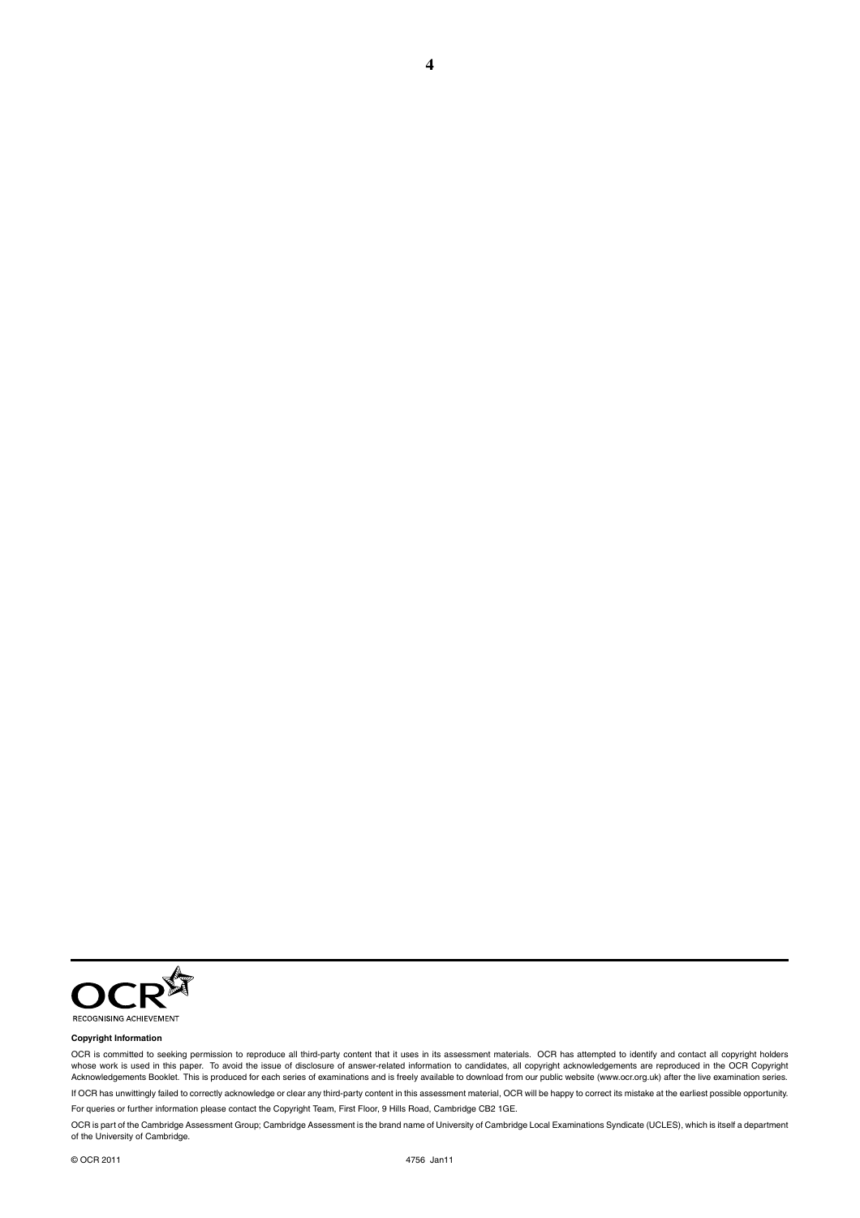RECOGNISING ACHIEVEMENT

**Copyright Information**

OCR is committed to seeking permission to reproduce all third-party content that it uses in its assessment materials. OCR has attempted to identify and contact all copyright holders whose work is used in this paper. To avoid the issue of disclosure of answer-related information to candidates, all copyright acknowledgements are reproduced in the OCR Copyright Acknowledgements Booklet. This is produced for each series of examinations and is freely available to download from our public website (www.ocr.org.uk) after the live examination series.

If OCR has unwittingly failed to correctly acknowledge or clear any third-party content in this assessment material, OCR will be happy to correct its mistake at the earliest possible opportunity.

For queries or further information please contact the Copyright Team, First Floor, 9 Hills Road, Cambridge CB2 1GE.

OCR is part of the Cambridge Assessment Group; Cambridge Assessment is the brand name of University of Cambridge Local Examinations Syndicate (UCLES), which is itself a department of the University of Cambridge.

© OCR 2011 4756 Jan11